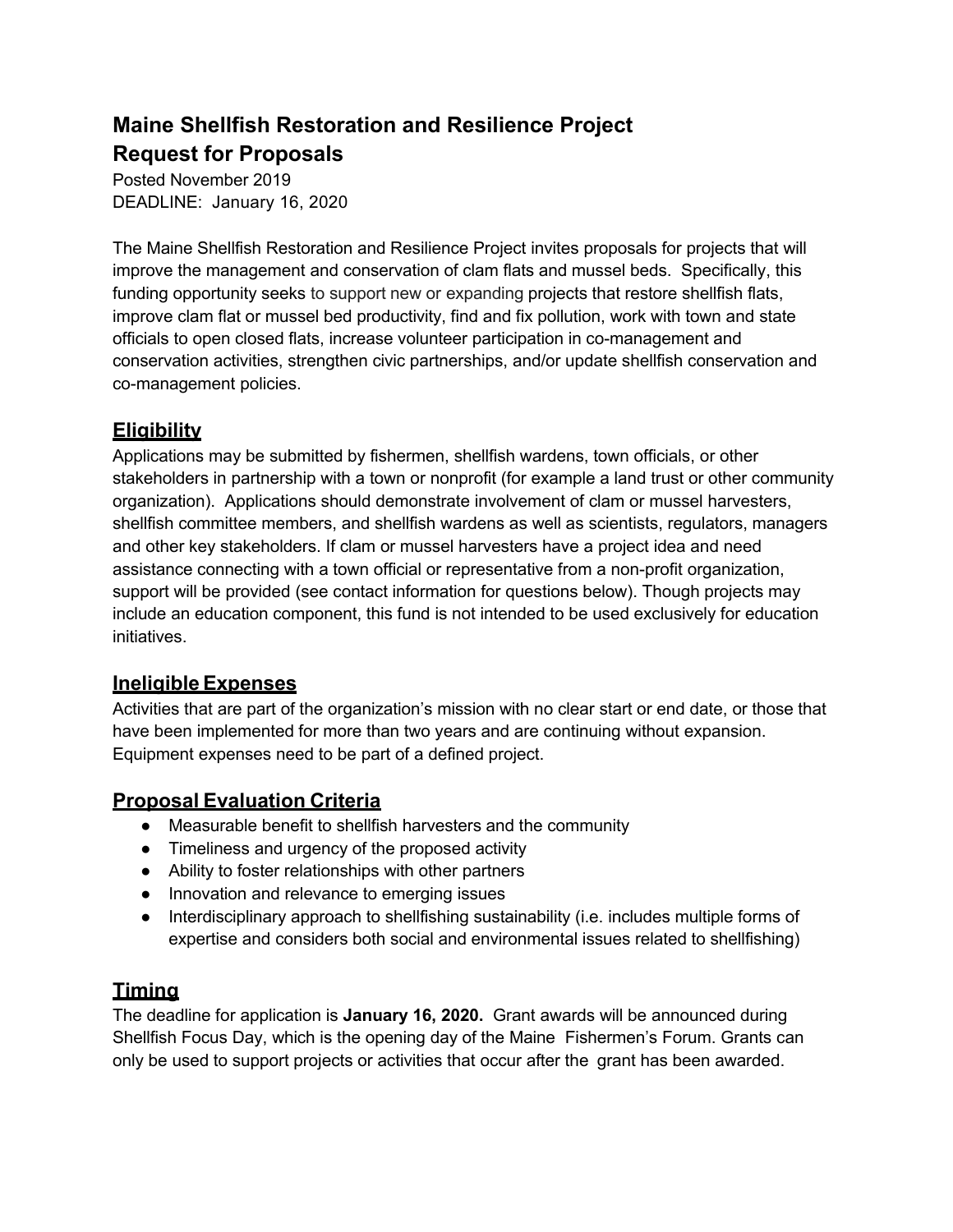# Maine Shellfish Restoration and Resilience Project
# Request for Proposals

Posted November 2019
DEADLINE: January 16, 2020

The Maine Shellfish Restoration and Resilience Project invites proposals for projects that will improve the management and conservation of clam flats and mussel beds. Specifically, this funding opportunity seeks to support new or expanding projects that restore shellfish flats, improve clam flat or mussel bed productivity, find and fix pollution, work with town and state officials to open closed flats, increase volunteer participation in co-management and conservation activities, strengthen civic partnerships, and/or update shellfish conservation and co-management policies.

## Eligibility

Applications may be submitted by fishermen, shellfish wardens, town officials, or other stakeholders in partnership with a town or nonprofit (for example a land trust or other community organization). Applications should demonstrate involvement of clam or mussel harvesters, shellfish committee members, and shellfish wardens as well as scientists, regulators, managers and other key stakeholders. If clam or mussel harvesters have a project idea and need assistance connecting with a town official or representative from a non-profit organization, support will be provided (see contact information for questions below). Though projects may include an education component, this fund is not intended to be used exclusively for education initiatives.

## Ineligible Expenses

Activities that are part of the organization's mission with no clear start or end date, or those that have been implemented for more than two years and are continuing without expansion. Equipment expenses need to be part of a defined project.

## Proposal Evaluation Criteria

- Measurable benefit to shellfish harvesters and the community
- Timeliness and urgency of the proposed activity
- Ability to foster relationships with other partners
- Innovation and relevance to emerging issues
- Interdisciplinary approach to shellfishing sustainability (i.e. includes multiple forms of expertise and considers both social and environmental issues related to shellfishing)

## Timing

The deadline for application is **January 16, 2020.** Grant awards will be announced during Shellfish Focus Day, which is the opening day of the Maine Fishermen's Forum. Grants can only be used to support projects or activities that occur after the grant has been awarded.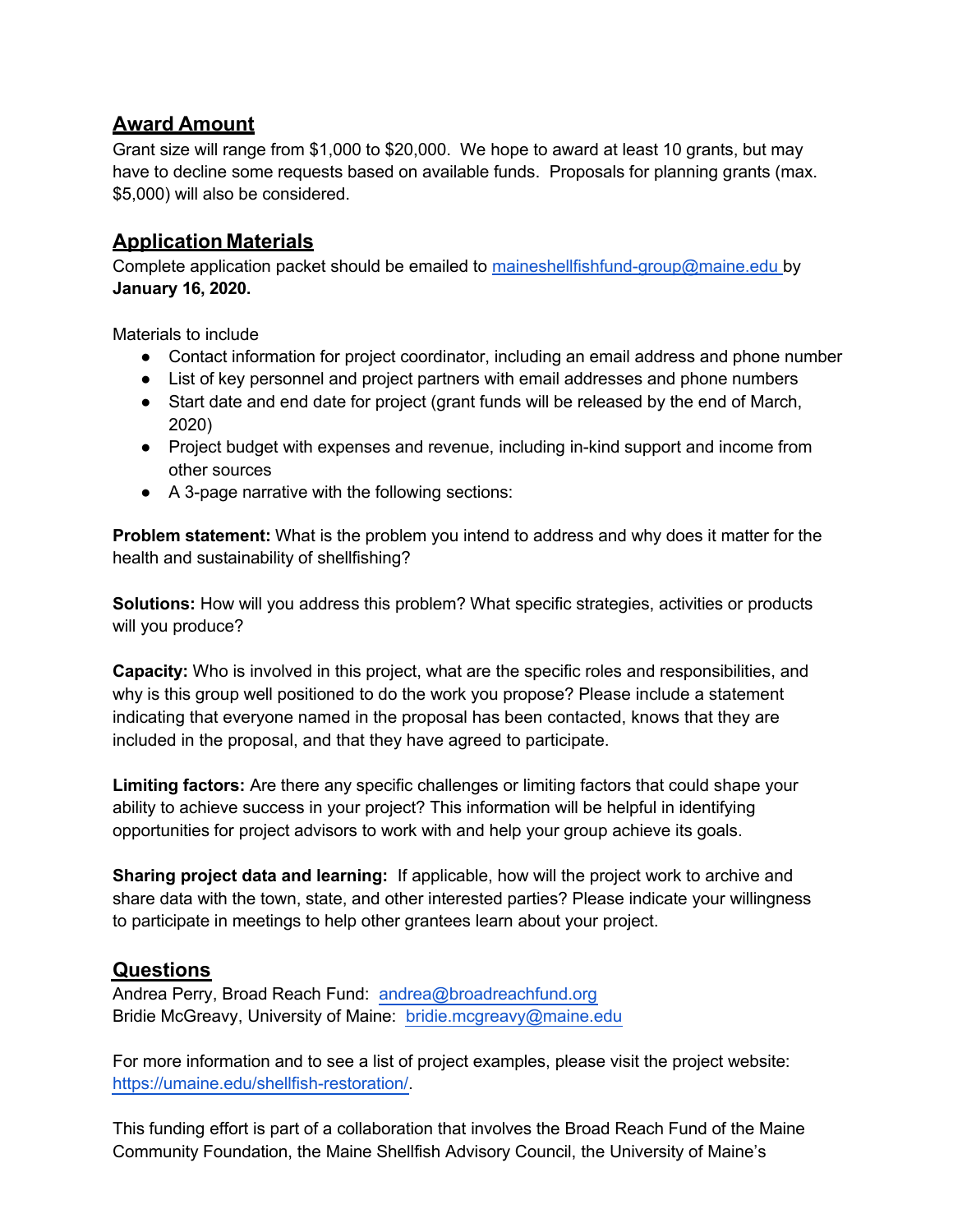## Award Amount

Grant size will range from $1,000 to $20,000. We hope to award at least 10 grants, but may have to decline some requests based on available funds. Proposals for planning grants (max. $5,000) will also be considered.

## Application Materials

Complete application packet should be emailed to maineshellfishfund-group@maine.edu by **January 16, 2020.**

Materials to include

- Contact information for project coordinator, including an email address and phone number
- List of key personnel and project partners with email addresses and phone numbers
- Start date and end date for project (grant funds will be released by the end of March, 2020)
- Project budget with expenses and revenue, including in-kind support and income from other sources
- A 3-page narrative with the following sections:

**Problem statement:** What is the problem you intend to address and why does it matter for the health and sustainability of shellfishing?

**Solutions:** How will you address this problem? What specific strategies, activities or products will you produce?

**Capacity:** Who is involved in this project, what are the specific roles and responsibilities, and why is this group well positioned to do the work you propose? Please include a statement indicating that everyone named in the proposal has been contacted, knows that they are included in the proposal, and that they have agreed to participate.

**Limiting factors:** Are there any specific challenges or limiting factors that could shape your ability to achieve success in your project? This information will be helpful in identifying opportunities for project advisors to work with and help your group achieve its goals.

**Sharing project data and learning:** If applicable, how will the project work to archive and share data with the town, state, and other interested parties? Please indicate your willingness to participate in meetings to help other grantees learn about your project.

## Questions

Andrea Perry, Broad Reach Fund: andrea@broadreachfund.org
Bridie McGreavy, University of Maine: bridie.mcgreavy@maine.edu

For more information and to see a list of project examples, please visit the project website: https://umaine.edu/shellfish-restoration/.

This funding effort is part of a collaboration that involves the Broad Reach Fund of the Maine Community Foundation, the Maine Shellfish Advisory Council, the University of Maine's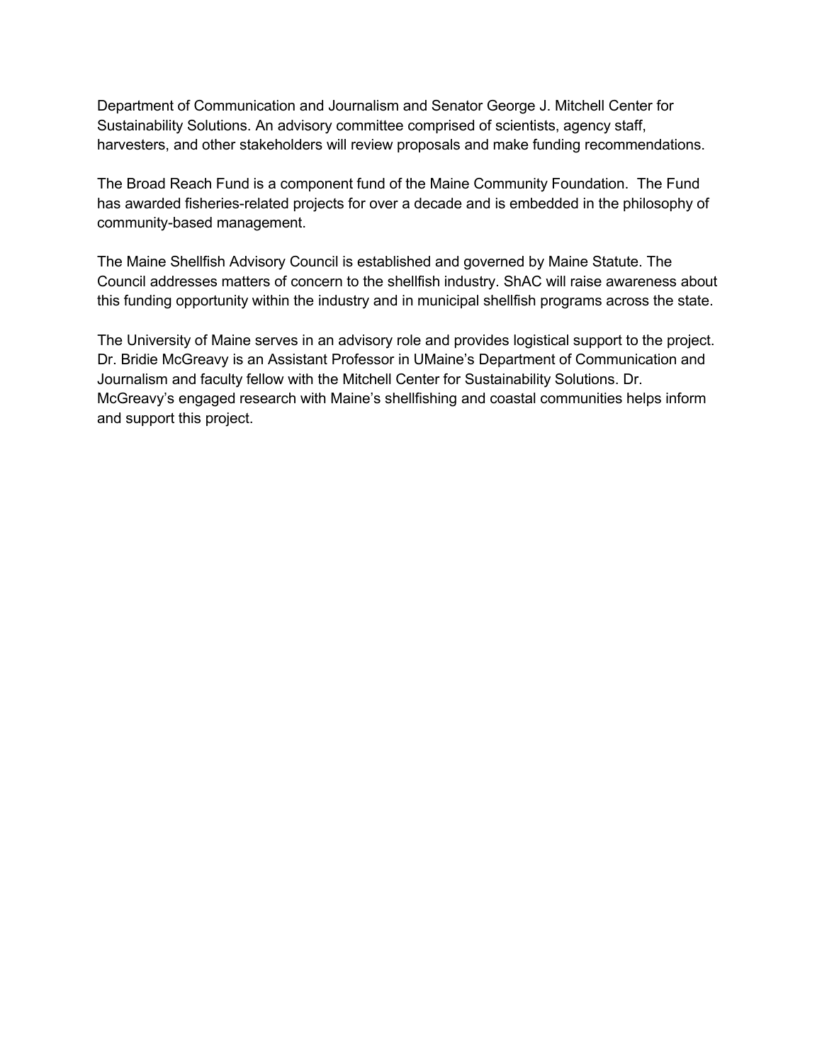Department of Communication and Journalism and Senator George J. Mitchell Center for Sustainability Solutions. An advisory committee comprised of scientists, agency staff, harvesters, and other stakeholders will review proposals and make funding recommendations.

The Broad Reach Fund is a component fund of the Maine Community Foundation. The Fund has awarded fisheries-related projects for over a decade and is embedded in the philosophy of community-based management.

The Maine Shellfish Advisory Council is established and governed by Maine Statute. The Council addresses matters of concern to the shellfish industry. ShAC will raise awareness about this funding opportunity within the industry and in municipal shellfish programs across the state.

The University of Maine serves in an advisory role and provides logistical support to the project. Dr. Bridie McGreavy is an Assistant Professor in UMaine's Department of Communication and Journalism and faculty fellow with the Mitchell Center for Sustainability Solutions. Dr. McGreavy's engaged research with Maine's shellfishing and coastal communities helps inform and support this project.